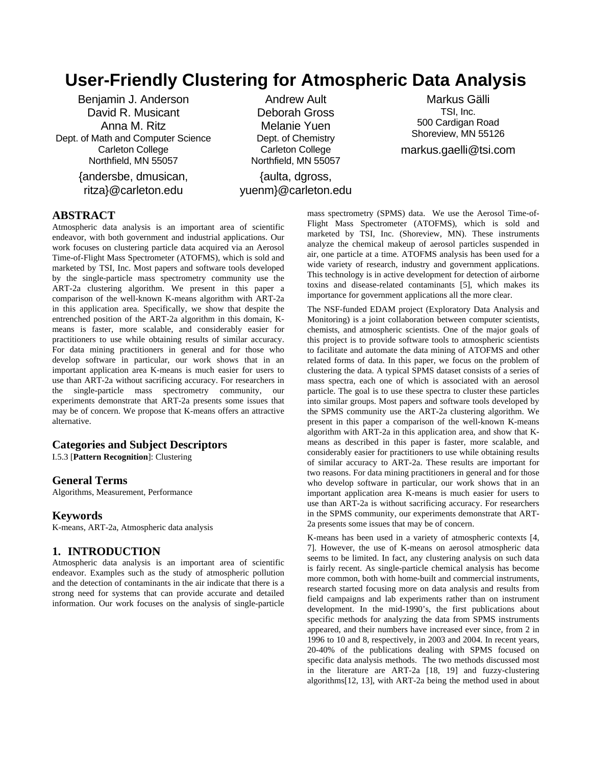# User-Friendly Clustering for Atmospheric Data Analysis

Benjamin J. Anderson
David R. Musicant
Anna M. Ritz
Dept. of Math and Computer Science
Carleton College
Northfield, MN 55057
{andersbe, dmusican, ritza}@carleton.edu

Andrew Ault
Deborah Gross
Melanie Yuen
Dept. of Chemistry
Carleton College
Northfield, MN 55057
{aulta, dgross, yuenm}@carleton.edu

Markus Gälli
TSI, Inc.
500 Cardigan Road
Shoreview, MN 55126
markus.gaelli@tsi.com

## ABSTRACT

Atmospheric data analysis is an important area of scientific endeavor, with both government and industrial applications. Our work focuses on clustering particle data acquired via an Aerosol Time-of-Flight Mass Spectrometer (ATOFMS), which is sold and marketed by TSI, Inc. Most papers and software tools developed by the single-particle mass spectrometry community use the ART-2a clustering algorithm. We present in this paper a comparison of the well-known K-means algorithm with ART-2a in this application area. Specifically, we show that despite the entrenched position of the ART-2a algorithm in this domain, K-means is faster, more scalable, and considerably easier for practitioners to use while obtaining results of similar accuracy. For data mining practitioners in general and for those who develop software in particular, our work shows that in an important application area K-means is much easier for users to use than ART-2a without sacrificing accuracy. For researchers in the single-particle mass spectrometry community, our experiments demonstrate that ART-2a presents some issues that may be of concern. We propose that K-means offers an attractive alternative.

## Categories and Subject Descriptors

I.5.3 [**Pattern Recognition**]: Clustering

## General Terms

Algorithms, Measurement, Performance

## Keywords

K-means, ART-2a, Atmospheric data analysis

## 1. INTRODUCTION

Atmospheric data analysis is an important area of scientific endeavor. Examples such as the study of atmospheric pollution and the detection of contaminants in the air indicate that there is a strong need for systems that can provide accurate and detailed information. Our work focuses on the analysis of single-particle mass spectrometry (SPMS) data. We use the Aerosol Time-of-Flight Mass Spectrometer (ATOFMS), which is sold and marketed by TSI, Inc. (Shoreview, MN). These instruments analyze the chemical makeup of aerosol particles suspended in air, one particle at a time. ATOFMS analysis has been used for a wide variety of research, industry and government applications. This technology is in active development for detection of airborne toxins and disease-related contaminants [5], which makes its importance for government applications all the more clear.

The NSF-funded EDAM project (Exploratory Data Analysis and Monitoring) is a joint collaboration between computer scientists, chemists, and atmospheric scientists. One of the major goals of this project is to provide software tools to atmospheric scientists to facilitate and automate the data mining of ATOFMS and other related forms of data. In this paper, we focus on the problem of clustering the data. A typical SPMS dataset consists of a series of mass spectra, each one of which is associated with an aerosol particle. The goal is to use these spectra to cluster these particles into similar groups. Most papers and software tools developed by the SPMS community use the ART-2a clustering algorithm. We present in this paper a comparison of the well-known K-means algorithm with ART-2a in this application area, and show that K-means as described in this paper is faster, more scalable, and considerably easier for practitioners to use while obtaining results of similar accuracy to ART-2a. These results are important for two reasons. For data mining practitioners in general and for those who develop software in particular, our work shows that in an important application area K-means is much easier for users to use than ART-2a is without sacrificing accuracy. For researchers in the SPMS community, our experiments demonstrate that ART-2a presents some issues that may be of concern.

K-means has been used in a variety of atmospheric contexts [4, 7]. However, the use of K-means on aerosol atmospheric data seems to be limited. In fact, any clustering analysis on such data is fairly recent. As single-particle chemical analysis has become more common, both with home-built and commercial instruments, research started focusing more on data analysis and results from field campaigns and lab experiments rather than on instrument development. In the mid-1990's, the first publications about specific methods for analyzing the data from SPMS instruments appeared, and their numbers have increased ever since, from 2 in 1996 to 10 and 8, respectively, in 2003 and 2004. In recent years, 20-40% of the publications dealing with SPMS focused on specific data analysis methods. The two methods discussed most in the literature are ART-2a [18, 19] and fuzzy-clustering algorithms[12, 13], with ART-2a being the method used in about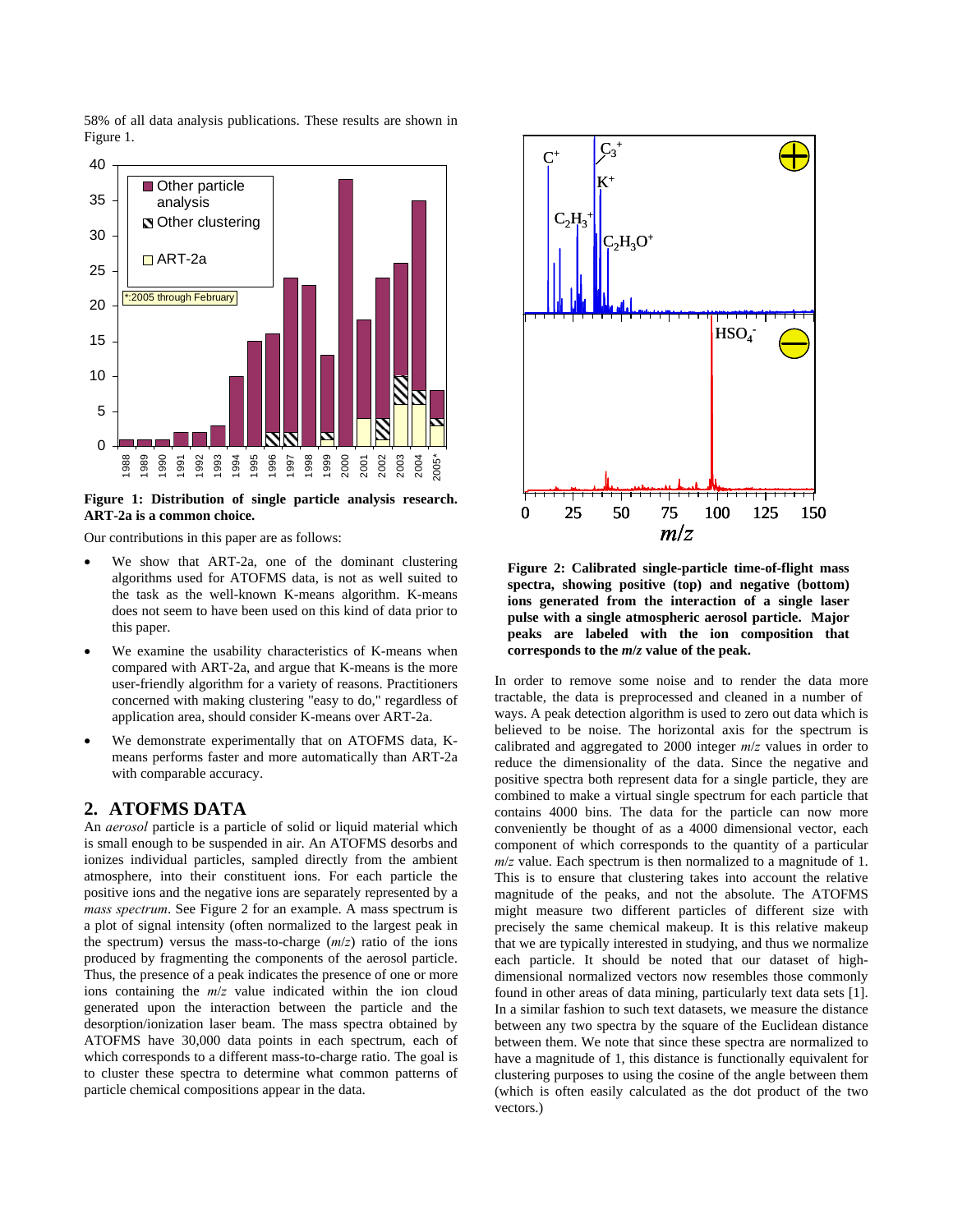58% of all data analysis publications. These results are shown in Figure 1.

**Figure 1: Distribution of single particle analysis research. ART-2a is a common choice.**

Our contributions in this paper are as follows:

- We show that ART-2a, one of the dominant clustering algorithms used for ATOFMS data, is not as well suited to the task as the well-known K-means algorithm. K-means does not seem to have been used on this kind of data prior to this paper.
- We examine the usability characteristics of K-means when compared with ART-2a, and argue that K-means is the more user-friendly algorithm for a variety of reasons. Practitioners concerned with making clustering "easy to do," regardless of application area, should consider K-means over ART-2a.
- We demonstrate experimentally that on ATOFMS data, K-means performs faster and more automatically than ART-2a with comparable accuracy.

## 2. ATOFMS DATA

An *aerosol* particle is a particle of solid or liquid material which is small enough to be suspended in air. An ATOFMS desorbs and ionizes individual particles, sampled directly from the ambient atmosphere, into their constituent ions. For each particle the positive ions and the negative ions are separately represented by a *mass spectrum*. See Figure 2 for an example. A mass spectrum is a plot of signal intensity (often normalized to the largest peak in the spectrum) versus the mass-to-charge ($m/z$) ratio of the ions produced by fragmenting the components of the aerosol particle. Thus, the presence of a peak indicates the presence of one or more ions containing the $m/z$ value indicated within the ion cloud generated upon the interaction between the particle and the desorption/ionization laser beam. The mass spectra obtained by ATOFMS have 30,000 data points in each spectrum, each of which corresponds to a different mass-to-charge ratio. The goal is to cluster these spectra to determine what common patterns of particle chemical compositions appear in the data.

**Figure 2: Calibrated single-particle time-of-flight mass spectra, showing positive (top) and negative (bottom) ions generated from the interaction of a single laser pulse with a single atmospheric aerosol particle. Major peaks are labeled with the ion composition that corresponds to the $m/z$ value of the peak.**

In order to remove some noise and to render the data more tractable, the data is preprocessed and cleaned in a number of ways. A peak detection algorithm is used to zero out data which is believed to be noise. The horizontal axis for the spectrum is calibrated and aggregated to 2000 integer $m/z$ values in order to reduce the dimensionality of the data. Since the negative and positive spectra both represent data for a single particle, they are combined to make a virtual single spectrum for each particle that contains 4000 bins. The data for the particle can now more conveniently be thought of as a 4000 dimensional vector, each component of which corresponds to the quantity of a particular $m/z$ value. Each spectrum is then normalized to a magnitude of 1. This is to ensure that clustering takes into account the relative magnitude of the peaks, and not the absolute. The ATOFMS might measure two different particles of different size with precisely the same chemical makeup. It is this relative makeup that we are typically interested in studying, and thus we normalize each particle. It should be noted that our dataset of high-dimensional normalized vectors now resembles those commonly found in other areas of data mining, particularly text data sets [1]. In a similar fashion to such text datasets, we measure the distance between any two spectra by the square of the Euclidean distance between them. We note that since these spectra are normalized to have a magnitude of 1, this distance is functionally equivalent for clustering purposes to using the cosine of the angle between them (which is often easily calculated as the dot product of the two vectors.)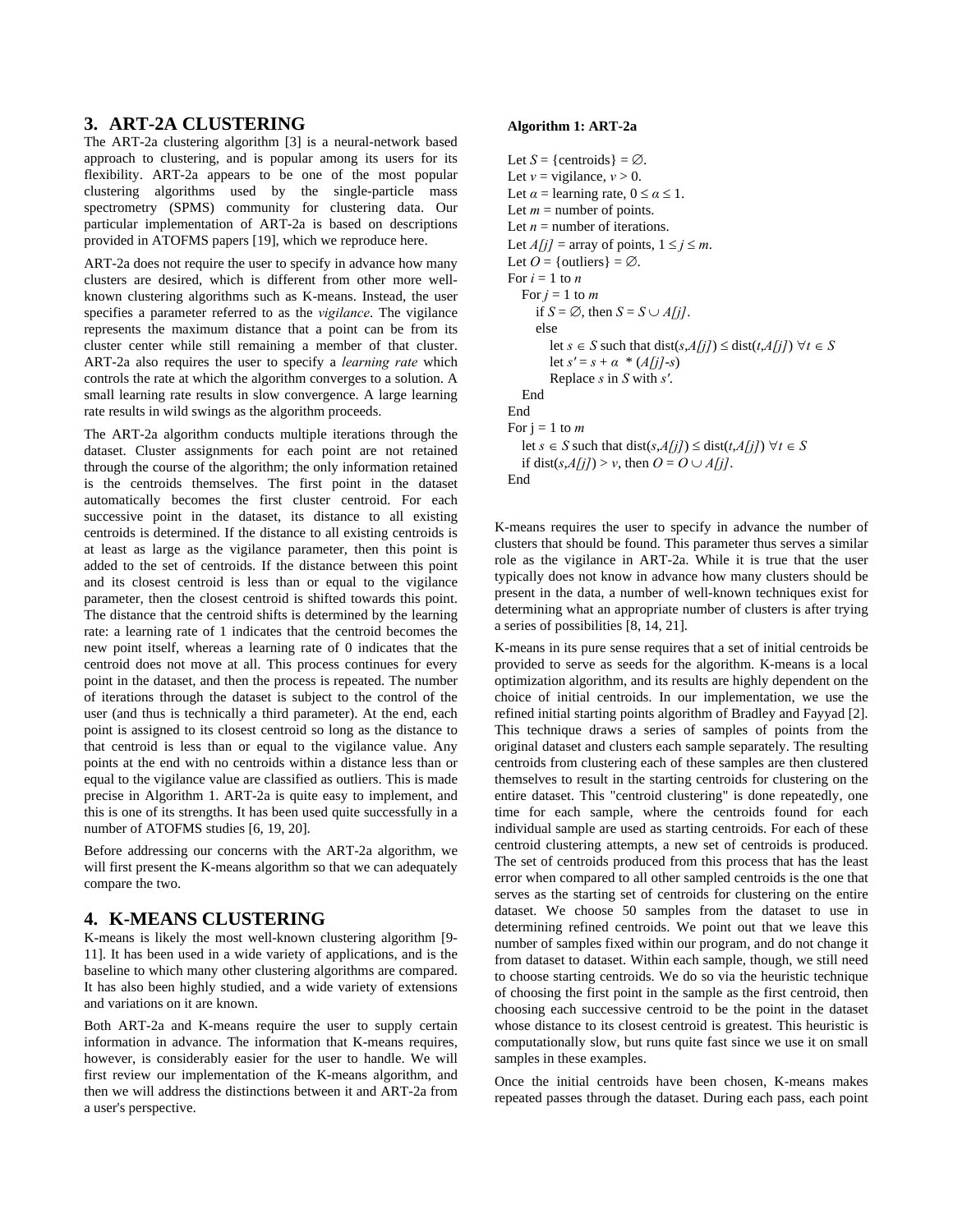## 3. ART-2A CLUSTERING

The ART-2a clustering algorithm [3] is a neural-network based approach to clustering, and is popular among its users for its flexibility. ART-2a appears to be one of the most popular clustering algorithms used by the single-particle mass spectrometry (SPMS) community for clustering data. Our particular implementation of ART-2a is based on descriptions provided in ATOFMS papers [19], which we reproduce here.

ART-2a does not require the user to specify in advance how many clusters are desired, which is different from other more well-known clustering algorithms such as K-means. Instead, the user specifies a parameter referred to as the *vigilance*. The vigilance represents the maximum distance that a point can be from its cluster center while still remaining a member of that cluster. ART-2a also requires the user to specify a *learning rate* which controls the rate at which the algorithm converges to a solution. A small learning rate results in slow convergence. A large learning rate results in wild swings as the algorithm proceeds.

The ART-2a algorithm conducts multiple iterations through the dataset. Cluster assignments for each point are not retained through the course of the algorithm; the only information retained is the centroids themselves. The first point in the dataset automatically becomes the first cluster centroid. For each successive point in the dataset, its distance to all existing centroids is determined. If the distance to all existing centroids is at least as large as the vigilance parameter, then this point is added to the set of centroids. If the distance between this point and its closest centroid is less than or equal to the vigilance parameter, then the closest centroid is shifted towards this point. The distance that the centroid shifts is determined by the learning rate: a learning rate of 1 indicates that the centroid becomes the new point itself, whereas a learning rate of 0 indicates that the centroid does not move at all. This process continues for every point in the dataset, and then the process is repeated. The number of iterations through the dataset is subject to the control of the user (and thus is technically a third parameter). At the end, each point is assigned to its closest centroid so long as the distance to that centroid is less than or equal to the vigilance value. Any points at the end with no centroids within a distance less than or equal to the vigilance value are classified as outliers. This is made precise in Algorithm 1. ART-2a is quite easy to implement, and this is one of its strengths. It has been used quite successfully in a number of ATOFMS studies [6, 19, 20].

Before addressing our concerns with the ART-2a algorithm, we will first present the K-means algorithm so that we can adequately compare the two.

**Algorithm 1: ART-2a**

Let $S$ = {centroids} = $\emptyset$.
Let $v$ = vigilance, $v > 0$.
Let $\alpha$ = learning rate, $0 \le \alpha \le 1$.
Let $m$ = number of points.
Let $n$ = number of iterations.
Let $A[j]$ = array of points, $1 \le j \le m$.
Let $O$ = {outliers} = $\emptyset$.
For $i$ = 1 to $n$
  For $j$ = 1 to $m$
    if $S = \emptyset$, then $S = S \cup A[j]$.
    else
      let $s \in S$ such that $\text{dist}(s,A[j]) \le \text{dist}(t,A[j])\ \forall t \in S$
      let $s' = s + \alpha * (A[j]-s)$
      Replace $s$ in $S$ with $s'$.
  End
End
For j = 1 to $m$
  let $s \in S$ such that $\text{dist}(s,A[j]) \le \text{dist}(t,A[j])\ \forall t \in S$
  if $\text{dist}(s,A[j]) > v$, then $O = O \cup A[j]$.
End

## 4. K-MEANS CLUSTERING

K-means is likely the most well-known clustering algorithm [9-11]. It has been used in a wide variety of applications, and is the baseline to which many other clustering algorithms are compared. It has also been highly studied, and a wide variety of extensions and variations on it are known.

Both ART-2a and K-means require the user to supply certain information in advance. The information that K-means requires, however, is considerably easier for the user to handle. We will first review our implementation of the K-means algorithm, and then we will address the distinctions between it and ART-2a from a user's perspective.

K-means requires the user to specify in advance the number of clusters that should be found. This parameter thus serves a similar role as the vigilance in ART-2a. While it is true that the user typically does not know in advance how many clusters should be present in the data, a number of well-known techniques exist for determining what an appropriate number of clusters is after trying a series of possibilities [8, 14, 21].

K-means in its pure sense requires that a set of initial centroids be provided to serve as seeds for the algorithm. K-means is a local optimization algorithm, and its results are highly dependent on the choice of initial centroids. In our implementation, we use the refined initial starting points algorithm of Bradley and Fayyad [2]. This technique draws a series of samples of points from the original dataset and clusters each sample separately. The resulting centroids from clustering each of these samples are then clustered themselves to result in the starting centroids for clustering on the entire dataset. This "centroid clustering" is done repeatedly, one time for each sample, where the centroids found for each individual sample are used as starting centroids. For each of these centroid clustering attempts, a new set of centroids is produced. The set of centroids produced from this process that has the least error when compared to all other sampled centroids is the one that serves as the starting set of centroids for clustering on the entire dataset. We choose 50 samples from the dataset to use in determining refined centroids. We point out that we leave this number of samples fixed within our program, and do not change it from dataset to dataset. Within each sample, though, we still need to choose starting centroids. We do so via the heuristic technique of choosing the first point in the sample as the first centroid, then choosing each successive centroid to be the point in the dataset whose distance to its closest centroid is greatest. This heuristic is computationally slow, but runs quite fast since we use it on small samples in these examples.

Once the initial centroids have been chosen, K-means makes repeated passes through the dataset. During each pass, each point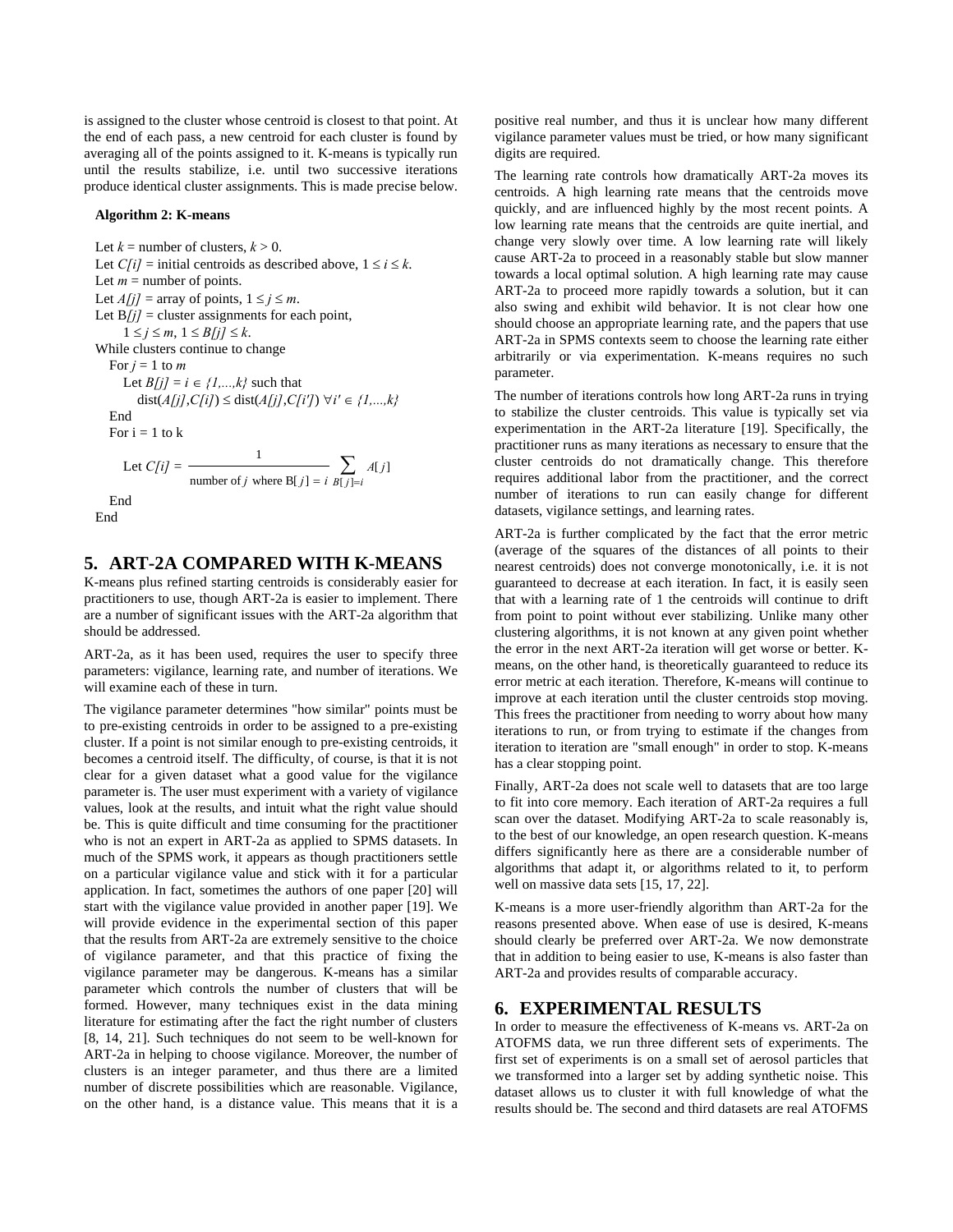is assigned to the cluster whose centroid is closest to that point. At the end of each pass, a new centroid for each cluster is found by averaging all of the points assigned to it. K-means is typically run until the results stabilize, i.e. until two successive iterations produce identical cluster assignments. This is made precise below.

**Algorithm 2: K-means**

Let $k$ = number of clusters, $k > 0$.
Let $C[i]$ = initial centroids as described above, $1 \leq i \leq k$.
Let $m$ = number of points.
Let $A[j]$ = array of points, $1 \leq j \leq m$.
Let $B[j]$ = cluster assignments for each point,
  $1 \leq j \leq m$, $1 \leq B[j] \leq k$.
While clusters continue to change
  For $j$ = 1 to $m$
    Let $B[j] = i \in \{1,...,k\}$ such that
      $\text{dist}(A[j],C[i]) \leq \text{dist}(A[j],C[i'])\ \forall i' \in \{1,...,k\}$
  End
  For i = 1 to k

$$\text{Let } C[i] = \frac{1}{\text{number of } j \text{ where } B[j] = i} \sum_{B[j]=i} A[j]$$

  End
End

## 5. ART-2A COMPARED WITH K-MEANS

K-means plus refined starting centroids is considerably easier for practitioners to use, though ART-2a is easier to implement. There are a number of significant issues with the ART-2a algorithm that should be addressed.

ART-2a, as it has been used, requires the user to specify three parameters: vigilance, learning rate, and number of iterations. We will examine each of these in turn.

The vigilance parameter determines "how similar" points must be to pre-existing centroids in order to be assigned to a pre-existing cluster. If a point is not similar enough to pre-existing centroids, it becomes a centroid itself. The difficulty, of course, is that it is not clear for a given dataset what a good value for the vigilance parameter is. The user must experiment with a variety of vigilance values, look at the results, and intuit what the right value should be. This is quite difficult and time consuming for the practitioner who is not an expert in ART-2a as applied to SPMS datasets. In much of the SPMS work, it appears as though practitioners settle on a particular vigilance value and stick with it for a particular application. In fact, sometimes the authors of one paper [20] will start with the vigilance value provided in another paper [19]. We will provide evidence in the experimental section of this paper that the results from ART-2a are extremely sensitive to the choice of vigilance parameter, and that this practice of fixing the vigilance parameter may be dangerous. K-means has a similar parameter which controls the number of clusters that will be formed. However, many techniques exist in the data mining literature for estimating after the fact the right number of clusters [8, 14, 21]. Such techniques do not seem to be well-known for ART-2a in helping to choose vigilance. Moreover, the number of clusters is an integer parameter, and thus there are a limited number of discrete possibilities which are reasonable. Vigilance, on the other hand, is a distance value. This means that it is a positive real number, and thus it is unclear how many different vigilance parameter values must be tried, or how many significant digits are required.

The learning rate controls how dramatically ART-2a moves its centroids. A high learning rate means that the centroids move quickly, and are influenced highly by the most recent points. A low learning rate means that the centroids are quite inertial, and change very slowly over time. A low learning rate will likely cause ART-2a to proceed in a reasonably stable but slow manner towards a local optimal solution. A high learning rate may cause ART-2a to proceed more rapidly towards a solution, but it can also swing and exhibit wild behavior. It is not clear how one should choose an appropriate learning rate, and the papers that use ART-2a in SPMS contexts seem to choose the learning rate either arbitrarily or via experimentation. K-means requires no such parameter.

The number of iterations controls how long ART-2a runs in trying to stabilize the cluster centroids. This value is typically set via experimentation in the ART-2a literature [19]. Specifically, the practitioner runs as many iterations as necessary to ensure that the cluster centroids do not dramatically change. This therefore requires additional labor from the practitioner, and the correct number of iterations to run can easily change for different datasets, vigilance settings, and learning rates.

ART-2a is further complicated by the fact that the error metric (average of the squares of the distances of all points to their nearest centroids) does not converge monotonically, i.e. it is not guaranteed to decrease at each iteration. In fact, it is easily seen that with a learning rate of 1 the centroids will continue to drift from point to point without ever stabilizing. Unlike many other clustering algorithms, it is not known at any given point whether the error in the next ART-2a iteration will get worse or better. K-means, on the other hand, is theoretically guaranteed to reduce its error metric at each iteration. Therefore, K-means will continue to improve at each iteration until the cluster centroids stop moving. This frees the practitioner from needing to worry about how many iterations to run, or from trying to estimate if the changes from iteration to iteration are "small enough" in order to stop. K-means has a clear stopping point.

Finally, ART-2a does not scale well to datasets that are too large to fit into core memory. Each iteration of ART-2a requires a full scan over the dataset. Modifying ART-2a to scale reasonably is, to the best of our knowledge, an open research question. K-means differs significantly here as there are a considerable number of algorithms that adapt it, or algorithms related to it, to perform well on massive data sets [15, 17, 22].

K-means is a more user-friendly algorithm than ART-2a for the reasons presented above. When ease of use is desired, K-means should clearly be preferred over ART-2a. We now demonstrate that in addition to being easier to use, K-means is also faster than ART-2a and provides results of comparable accuracy.

## 6. EXPERIMENTAL RESULTS

In order to measure the effectiveness of K-means vs. ART-2a on ATOFMS data, we run three different sets of experiments. The first set of experiments is on a small set of aerosol particles that we transformed into a larger set by adding synthetic noise. This dataset allows us to cluster it with full knowledge of what the results should be. The second and third datasets are real ATOFMS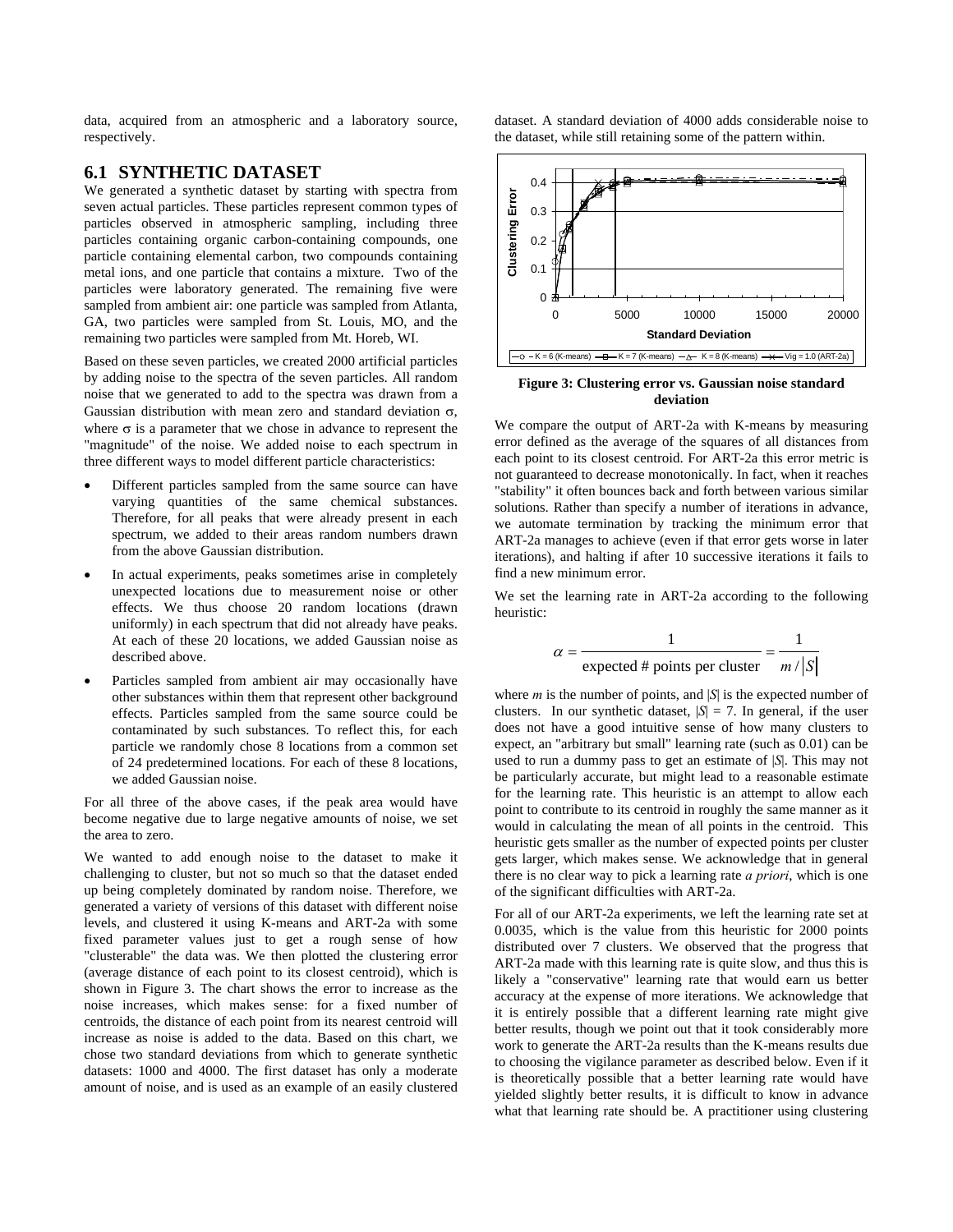data, acquired from an atmospheric and a laboratory source, respectively.

## 6.1 SYNTHETIC DATASET

We generated a synthetic dataset by starting with spectra from seven actual particles. These particles represent common types of particles observed in atmospheric sampling, including three particles containing organic carbon-containing compounds, one particle containing elemental carbon, two compounds containing metal ions, and one particle that contains a mixture. Two of the particles were laboratory generated. The remaining five were sampled from ambient air: one particle was sampled from Atlanta, GA, two particles were sampled from St. Louis, MO, and the remaining two particles were sampled from Mt. Horeb, WI.

Based on these seven particles, we created 2000 artificial particles by adding noise to the spectra of the seven particles. All random noise that we generated to add to the spectra was drawn from a Gaussian distribution with mean zero and standard deviation $\sigma$, where $\sigma$ is a parameter that we chose in advance to represent the "magnitude" of the noise. We added noise to each spectrum in three different ways to model different particle characteristics:

- Different particles sampled from the same source can have varying quantities of the same chemical substances. Therefore, for all peaks that were already present in each spectrum, we added to their areas random numbers drawn from the above Gaussian distribution.
- In actual experiments, peaks sometimes arise in completely unexpected locations due to measurement noise or other effects. We thus choose 20 random locations (drawn uniformly) in each spectrum that did not already have peaks. At each of these 20 locations, we added Gaussian noise as described above.
- Particles sampled from ambient air may occasionally have other substances within them that represent other background effects. Particles sampled from the same source could be contaminated by such substances. To reflect this, for each particle we randomly chose 8 locations from a common set of 24 predetermined locations. For each of these 8 locations, we added Gaussian noise.

For all three of the above cases, if the peak area would have become negative due to large negative amounts of noise, we set the area to zero.

We wanted to add enough noise to the dataset to make it challenging to cluster, but not so much that the dataset ended up being completely dominated by random noise. Therefore, we generated a variety of versions of this dataset with different noise levels, and clustered it using K-means and ART-2a with some fixed parameter values just to get a rough sense of how "clusterable" the data was. We then plotted the clustering error (average distance of each point to its closest centroid), which is shown in Figure 3. The chart shows the error to increase as the noise increases, which makes sense: for a fixed number of centroids, the distance of each point from its nearest centroid will increase as noise is added to the data. Based on this chart, we chose two standard deviations from which to generate synthetic datasets: 1000 and 4000. The first dataset has only a moderate amount of noise, and is used as an example of an easily clustered dataset. A standard deviation of 4000 adds considerable noise to the dataset, while still retaining some of the pattern within.

**Figure 3: Clustering error vs. Gaussian noise standard deviation**

We compare the output of ART-2a with K-means by measuring error defined as the average of the squares of all distances from each point to its closest centroid. For ART-2a this error metric is not guaranteed to decrease monotonically. In fact, when it reaches "stability" it often bounces back and forth between various similar solutions. Rather than specify a number of iterations in advance, we automate termination by tracking the minimum error that ART-2a manages to achieve (even if that error gets worse in later iterations), and halting if after 10 successive iterations it fails to find a new minimum error.

We set the learning rate in ART-2a according to the following heuristic:

$$\alpha = \frac{1}{\text{expected \# points per cluster}} = \frac{1}{m/|S|}$$

where $m$ is the number of points, and $|S|$ is the expected number of clusters. In our synthetic dataset, $|S| = 7$. In general, if the user does not have a good intuitive sense of how many clusters to expect, an "arbitrary but small" learning rate (such as 0.01) can be used to run a dummy pass to get an estimate of $|S|$. This may not be particularly accurate, but might lead to a reasonable estimate for the learning rate. This heuristic is an attempt to allow each point to contribute to its centroid in roughly the same manner as it would in calculating the mean of all points in the centroid. This heuristic gets smaller as the number of expected points per cluster gets larger, which makes sense. We acknowledge that in general there is no clear way to pick a learning rate *a priori*, which is one of the significant difficulties with ART-2a.

For all of our ART-2a experiments, we left the learning rate set at 0.0035, which is the value from this heuristic for 2000 points distributed over 7 clusters. We observed that the progress that ART-2a made with this learning rate is quite slow, and thus this is likely a "conservative" learning rate that would earn us better accuracy at the expense of more iterations. We acknowledge that it is entirely possible that a different learning rate might give better results, though we point out that it took considerably more work to generate the ART-2a results than the K-means results due to choosing the vigilance parameter as described below. Even if it is theoretically possible that a better learning rate would have yielded slightly better results, it is difficult to know in advance what that learning rate should be. A practitioner using clustering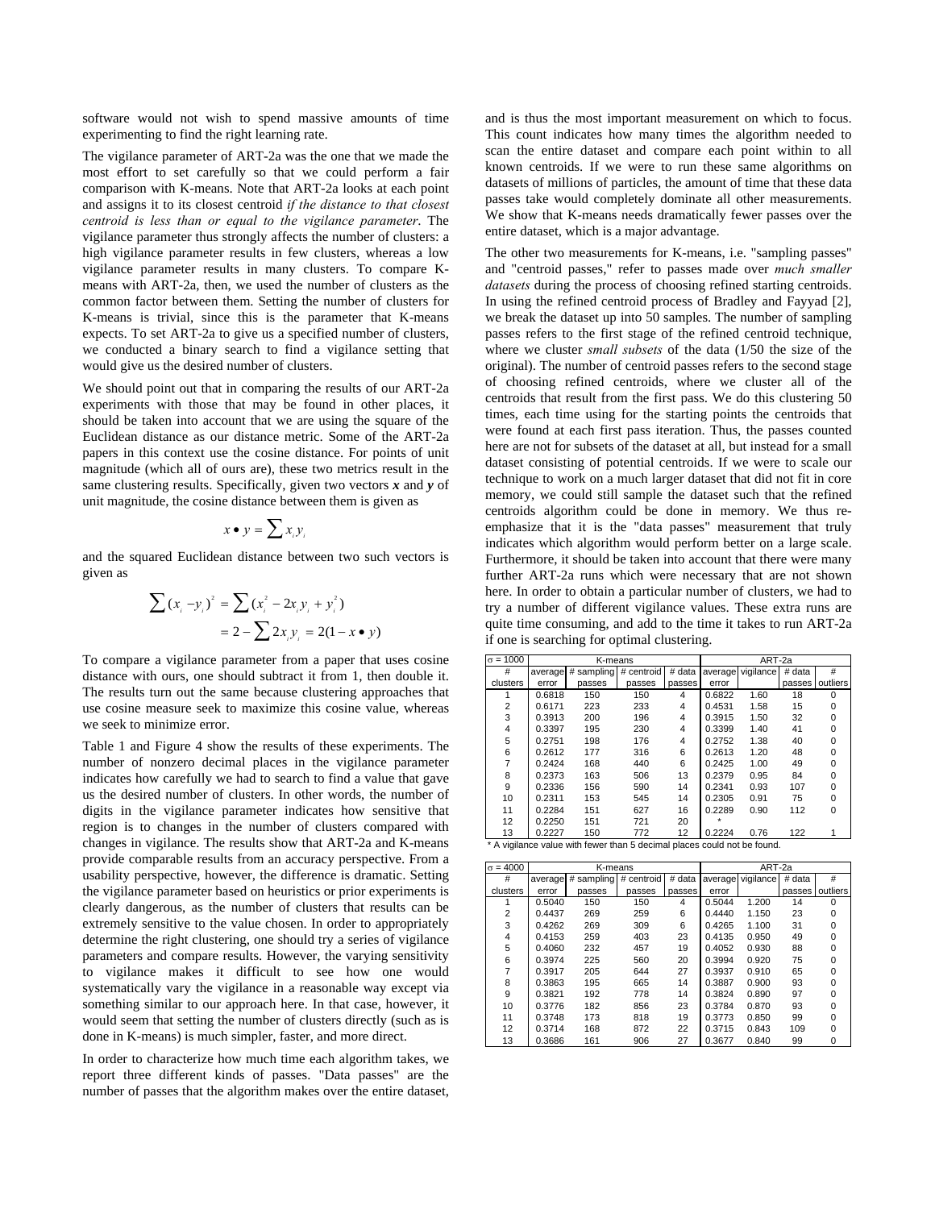software would not wish to spend massive amounts of time experimenting to find the right learning rate.

The vigilance parameter of ART-2a was the one that we made the most effort to set carefully so that we could perform a fair comparison with K-means. Note that ART-2a looks at each point and assigns it to its closest centroid *if the distance to that closest centroid is less than or equal to the vigilance parameter*. The vigilance parameter thus strongly affects the number of clusters: a high vigilance parameter results in few clusters, whereas a low vigilance parameter results in many clusters. To compare K-means with ART-2a, then, we used the number of clusters as the common factor between them. Setting the number of clusters for K-means is trivial, since this is the parameter that K-means expects. To set ART-2a to give us a specified number of clusters, we conducted a binary search to find a vigilance setting that would give us the desired number of clusters.

We should point out that in comparing the results of our ART-2a experiments with those that may be found in other places, it should be taken into account that we are using the square of the Euclidean distance as our distance metric. Some of the ART-2a papers in this context use the cosine distance. For points of unit magnitude (which all of ours are), these two metrics result in the same clustering results. Specifically, given two vectors $\boldsymbol{x}$ and $\boldsymbol{y}$ of unit magnitude, the cosine distance between them is given as

$$x \bullet y = \sum x_i y_i$$

and the squared Euclidean distance between two such vectors is given as

$$\begin{aligned}\sum (x_i - y_i)^2 &= \sum (x_i^2 - 2x_i y_i + y_i^2) \\ &= 2 - \sum 2x_i y_i = 2(1 - x \bullet y)\end{aligned}$$

To compare a vigilance parameter from a paper that uses cosine distance with ours, one should subtract it from 1, then double it. The results turn out the same because clustering approaches that use cosine measure seek to maximize this cosine value, whereas we seek to minimize error.

Table 1 and Figure 4 show the results of these experiments. The number of nonzero decimal places in the vigilance parameter indicates how carefully we had to search to find a value that gave us the desired number of clusters. In other words, the number of digits in the vigilance parameter indicates how sensitive that region is to changes in the number of clusters compared with changes in vigilance. The results show that ART-2a and K-means provide comparable results from an accuracy perspective. From a usability perspective, however, the difference is dramatic. Setting the vigilance parameter based on heuristics or prior experiments is clearly dangerous, as the number of clusters that results can be extremely sensitive to the value chosen. In order to appropriately determine the right clustering, one should try a series of vigilance parameters and compare results. However, the varying sensitivity to vigilance makes it difficult to see how one would systematically vary the vigilance in a reasonable way except via something similar to our approach here. In that case, however, it would seem that setting the number of clusters directly (such as is done in K-means) is much simpler, faster, and more direct.

In order to characterize how much time each algorithm takes, we report three different kinds of passes. "Data passes" are the number of passes that the algorithm makes over the entire dataset, and is thus the most important measurement on which to focus. This count indicates how many times the algorithm needed to scan the entire dataset and compare each point within to all known centroids. If we were to run these same algorithms on datasets of millions of particles, the amount of time that these data passes take would completely dominate all other measurements. We show that K-means needs dramatically fewer passes over the entire dataset, which is a major advantage.

The other two measurements for K-means, i.e. "sampling passes" and "centroid passes," refer to passes made over *much smaller datasets* during the process of choosing refined starting centroids. In using the refined centroid process of Bradley and Fayyad [2], we break the dataset up into 50 samples. The number of sampling passes refers to the first stage of the refined centroid technique, where we cluster *small subsets* of the data (1/50 the size of the original). The number of centroid passes refers to the second stage of choosing refined centroids, where we cluster all of the centroids that result from the first pass. We do this clustering 50 times, each time using for the starting points the centroids that were found at each first pass iteration. Thus, the passes counted here are not for subsets of the dataset at all, but instead for a small dataset consisting of potential centroids. If we were to scale our technique to work on a much larger dataset that did not fit in core memory, we could still sample the dataset such that the refined centroids algorithm could be done in memory. We thus re-emphasize that it is the "data passes" measurement that truly indicates which algorithm would perform better on a large scale. Furthermore, it should be taken into account that there were many further ART-2a runs which were necessary that are not shown here. In order to obtain a particular number of clusters, we had to try a number of different vigilance values. These extra runs are quite time consuming, and add to the time it takes to run ART-2a if one is searching for optimal clustering.

| $\sigma = 1000$ | K-means | | | | ART-2a | | | |
|---|---|---|---|---|---|---|---|---|
| # clusters | average error | # sampling passes | # centroid passes | # data passes | average error | vigilance | # data passes | # outliers |
| 1 | 0.6818 | 150 | 150 | 4 | 0.6822 | 1.60 | 18 | 0 |
| 2 | 0.6171 | 223 | 233 | 4 | 0.4531 | 1.58 | 15 | 0 |
| 3 | 0.3913 | 200 | 196 | 4 | 0.3915 | 1.50 | 32 | 0 |
| 4 | 0.3397 | 195 | 230 | 4 | 0.3399 | 1.40 | 41 | 0 |
| 5 | 0.2751 | 198 | 176 | 4 | 0.2752 | 1.38 | 40 | 0 |
| 6 | 0.2612 | 177 | 316 | 6 | 0.2613 | 1.20 | 48 | 0 |
| 7 | 0.2424 | 168 | 440 | 6 | 0.2425 | 1.00 | 49 | 0 |
| 8 | 0.2373 | 163 | 506 | 13 | 0.2379 | 0.95 | 84 | 0 |
| 9 | 0.2336 | 156 | 590 | 14 | 0.2341 | 0.93 | 107 | 0 |
| 10 | 0.2311 | 153 | 545 | 14 | 0.2305 | 0.91 | 75 | 0 |
| 11 | 0.2284 | 151 | 627 | 16 | 0.2289 | 0.90 | 112 | 0 |
| 12 | 0.2250 | 151 | 721 | 20 | * | | | |
| 13 | 0.2227 | 150 | 772 | 12 | 0.2224 | 0.76 | 122 | 1 |

* A vigilance value with fewer than 5 decimal places could not be found.

| $\sigma = 4000$ | K-means | | | | ART-2a | | | |
|---|---|---|---|---|---|---|---|---|
| # clusters | average error | # sampling passes | # centroid passes | # data passes | average error | vigilance | # data passes | # outliers |
| 1 | 0.5040 | 150 | 150 | 4 | 0.5044 | 1.200 | 14 | 0 |
| 2 | 0.4437 | 269 | 259 | 6 | 0.4440 | 1.150 | 23 | 0 |
| 3 | 0.4262 | 269 | 309 | 6 | 0.4265 | 1.100 | 31 | 0 |
| 4 | 0.4153 | 259 | 403 | 23 | 0.4135 | 0.950 | 49 | 0 |
| 5 | 0.4060 | 232 | 457 | 19 | 0.4052 | 0.930 | 88 | 0 |
| 6 | 0.3974 | 225 | 560 | 20 | 0.3994 | 0.920 | 75 | 0 |
| 7 | 0.3917 | 205 | 644 | 27 | 0.3937 | 0.910 | 65 | 0 |
| 8 | 0.3863 | 195 | 665 | 14 | 0.3887 | 0.900 | 93 | 0 |
| 9 | 0.3821 | 192 | 778 | 14 | 0.3824 | 0.890 | 97 | 0 |
| 10 | 0.3776 | 182 | 856 | 23 | 0.3784 | 0.870 | 93 | 0 |
| 11 | 0.3748 | 173 | 818 | 19 | 0.3773 | 0.850 | 99 | 0 |
| 12 | 0.3714 | 168 | 872 | 22 | 0.3715 | 0.843 | 109 | 0 |
| 13 | 0.3686 | 161 | 906 | 27 | 0.3677 | 0.840 | 99 | 0 |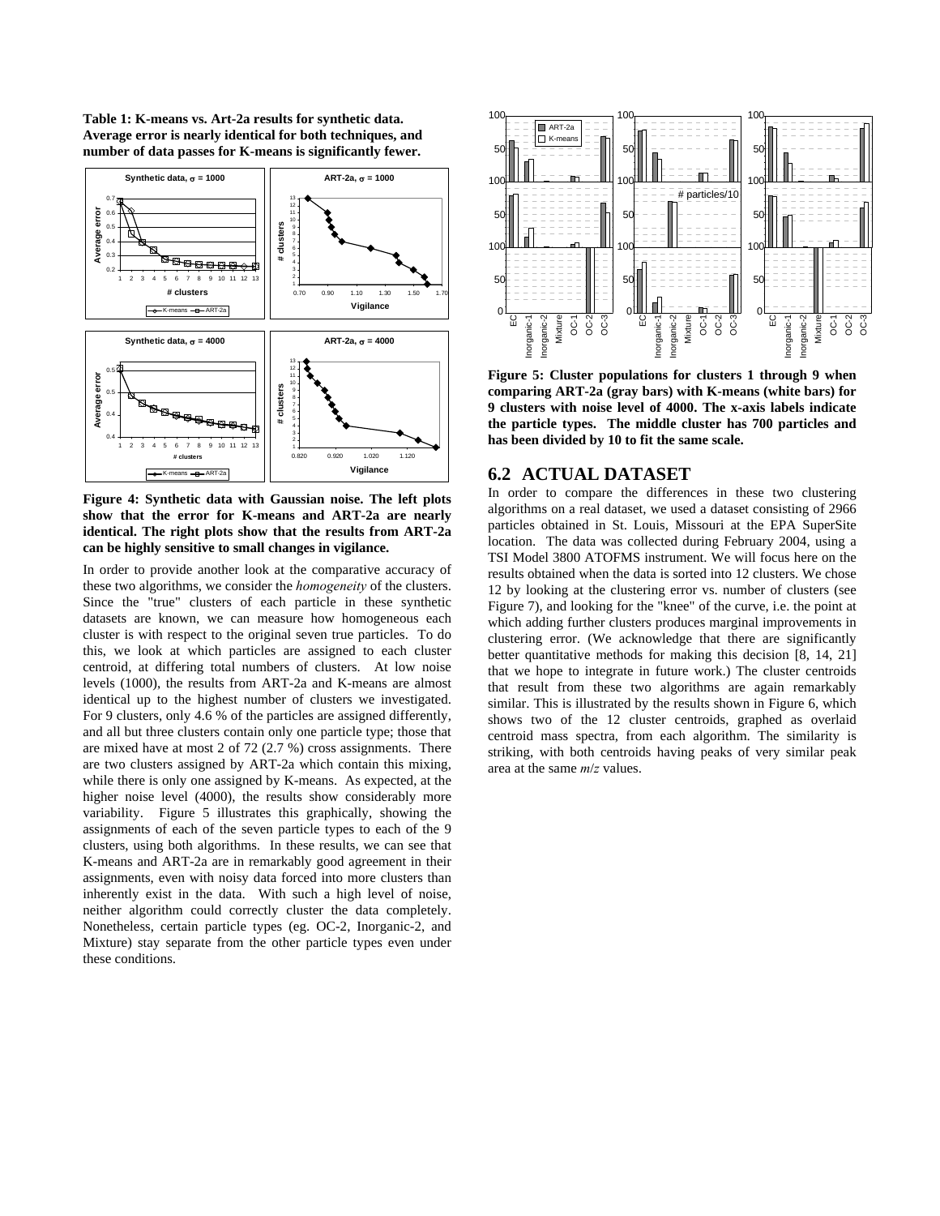**Table 1: K-means vs. Art-2a results for synthetic data. Average error is nearly identical for both techniques, and number of data passes for K-means is significantly fewer.**

**Figure 4: Synthetic data with Gaussian noise. The left plots show that the error for K-means and ART-2a are nearly identical. The right plots show that the results from ART-2a can be highly sensitive to small changes in vigilance.**

In order to provide another look at the comparative accuracy of these two algorithms, we consider the *homogeneity* of the clusters. Since the "true" clusters of each particle in these synthetic datasets are known, we can measure how homogeneous each cluster is with respect to the original seven true particles. To do this, we look at which particles are assigned to each cluster centroid, at differing total numbers of clusters. At low noise levels (1000), the results from ART-2a and K-means are almost identical up to the highest number of clusters we investigated. For 9 clusters, only 4.6 % of the particles are assigned differently, and all but three clusters contain only one particle type; those that are mixed have at most 2 of 72 (2.7 %) cross assignments. There are two clusters assigned by ART-2a which contain this mixing, while there is only one assigned by K-means. As expected, at the higher noise level (4000), the results show considerably more variability. Figure 5 illustrates this graphically, showing the assignments of each of the seven particle types to each of the 9 clusters, using both algorithms. In these results, we can see that K-means and ART-2a are in remarkably good agreement in their assignments, even with noisy data forced into more clusters than inherently exist in the data. With such a high level of noise, neither algorithm could correctly cluster the data completely. Nonetheless, certain particle types (eg. OC-2, Inorganic-2, and Mixture) stay separate from the other particle types even under these conditions.

**Figure 5: Cluster populations for clusters 1 through 9 when comparing ART-2a (gray bars) with K-means (white bars) for 9 clusters with noise level of 4000. The x-axis labels indicate the particle types. The middle cluster has 700 particles and has been divided by 10 to fit the same scale.**

## 6.2 ACTUAL DATASET

In order to compare the differences in these two clustering algorithms on a real dataset, we used a dataset consisting of 2966 particles obtained in St. Louis, Missouri at the EPA SuperSite location. The data was collected during February 2004, using a TSI Model 3800 ATOFMS instrument. We will focus here on the results obtained when the data is sorted into 12 clusters. We chose 12 by looking at the clustering error vs. number of clusters (see Figure 7), and looking for the "knee" of the curve, i.e. the point at which adding further clusters produces marginal improvements in clustering error. (We acknowledge that there are significantly better quantitative methods for making this decision [8, 14, 21] that we hope to integrate in future work.) The cluster centroids that result from these two algorithms are again remarkably similar. This is illustrated by the results shown in Figure 6, which shows two of the 12 cluster centroids, graphed as overlaid centroid mass spectra, from each algorithm. The similarity is striking, with both centroids having peaks of very similar peak area at the same $m/z$ values.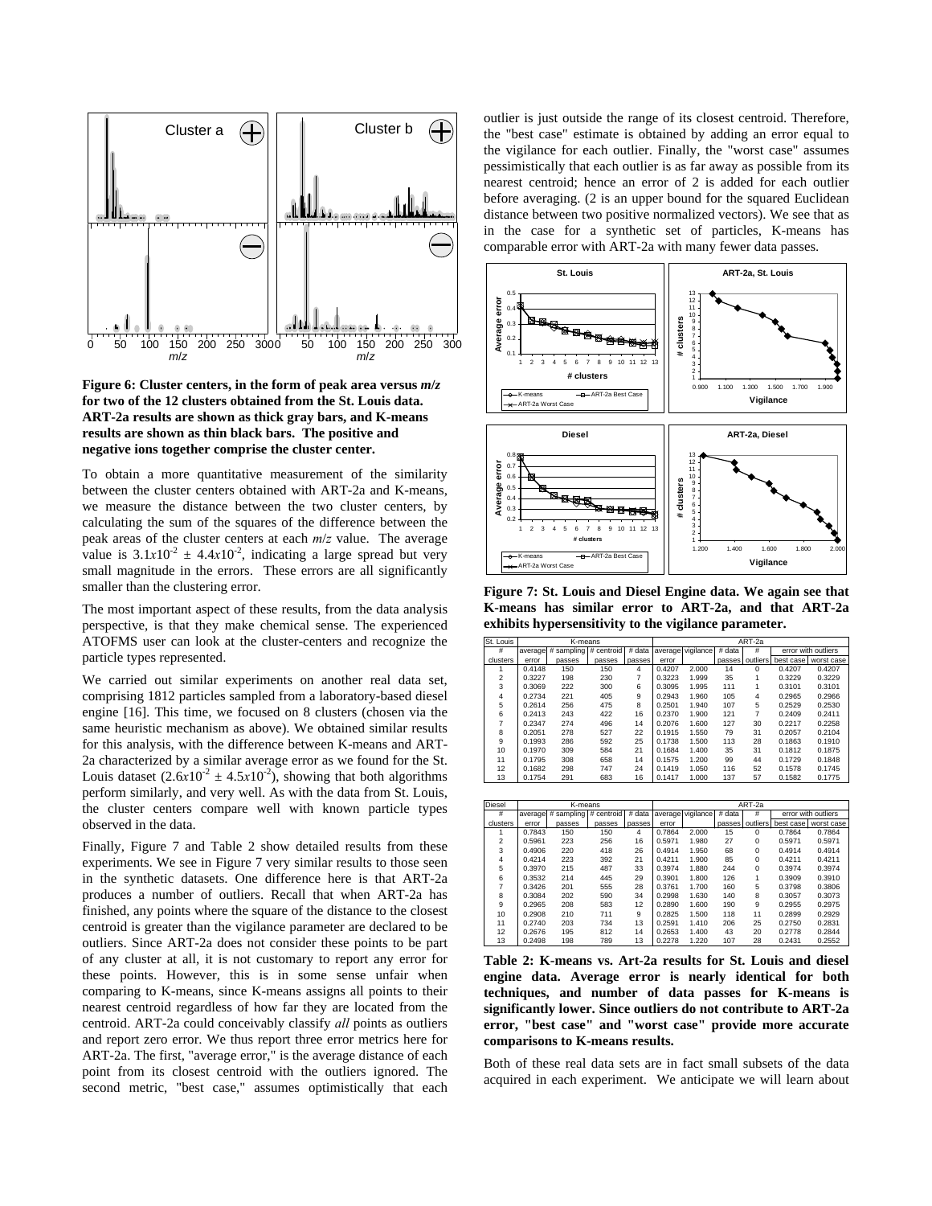**Figure 6: Cluster centers, in the form of peak area versus *m/z* for two of the 12 clusters obtained from the St. Louis data. ART-2a results are shown as thick gray bars, and K-means results are shown as thin black bars. The positive and negative ions together comprise the cluster center.**

To obtain a more quantitative measurement of the similarity between the cluster centers obtained with ART-2a and K-means, we measure the distance between the two cluster centers, by calculating the sum of the squares of the difference between the peak areas of the cluster centers at each *m/z* value. The average value is $3.1x10^{-2} \pm 4.4x10^{-2}$, indicating a large spread but very small magnitude in the errors. These errors are all significantly smaller than the clustering error.

The most important aspect of these results, from the data analysis perspective, is that they make chemical sense. The experienced ATOFMS user can look at the cluster-centers and recognize the particle types represented.

We carried out similar experiments on another real data set, comprising 1812 particles sampled from a laboratory-based diesel engine [16]. This time, we focused on 8 clusters (chosen via the same heuristic mechanism as above). We obtained similar results for this analysis, with the difference between K-means and ART-2a characterized by a similar average error as we found for the St. Louis dataset ($2.6x10^{-2} \pm 4.5x10^{-2}$), showing that both algorithms perform similarly, and very well. As with the data from St. Louis, the cluster centers compare well with known particle types observed in the data.

Finally, Figure 7 and Table 2 show detailed results from these experiments. We see in Figure 7 very similar results to those seen in the synthetic datasets. One difference here is that ART-2a produces a number of outliers. Recall that when ART-2a has finished, any points where the square of the distance to the closest centroid is greater than the vigilance parameter are declared to be outliers. Since ART-2a does not consider these points to be part of any cluster at all, it is not customary to report any error for these points. However, this is in some sense unfair when comparing to K-means, since K-means assigns all points to their nearest centroid regardless of how far they are located from the centroid. ART-2a could conceivably classify *all* points as outliers and report zero error. We thus report three error metrics here for ART-2a. The first, "average error," is the average distance of each point from its closest centroid with the outliers ignored. The second metric, "best case," assumes optimistically that each outlier is just outside the range of its closest centroid. Therefore, the "best case" estimate is obtained by adding an error equal to the vigilance for each outlier. Finally, the "worst case" assumes pessimistically that each outlier is as far away as possible from its nearest centroid; hence an error of 2 is added for each outlier before averaging. (2 is an upper bound for the squared Euclidean distance between two positive normalized vectors). We see that as in the case for a synthetic set of particles, K-means has comparable error with ART-2a with many fewer data passes.

**Figure 7: St. Louis and Diesel Engine data. We again see that K-means has similar error to ART-2a, and that ART-2a exhibits hypersensitivity to the vigilance parameter.**

| St. Louis | K-means | | | | ART-2a | | | | | |
|---|---|---|---|---|---|---|---|---|---|---|
| # clusters | average error | # sampling passes | # centroid passes | # data passes | average error | vigilance | # data passes | # outliers | error with outliers best case | worst case |
| 1 | 0.4148 | 150 | 150 | 4 | 0.4207 | 2.000 | 14 | 0 | 0.4207 | 0.4207 |
| 2 | 0.3227 | 198 | 230 | 7 | 0.3223 | 1.999 | 35 | 1 | 0.3229 | 0.3229 |
| 3 | 0.3069 | 222 | 300 | 6 | 0.3095 | 1.995 | 111 | 1 | 0.3101 | 0.3101 |
| 4 | 0.2734 | 221 | 405 | 9 | 0.2943 | 1.960 | 105 | 4 | 0.2965 | 0.2966 |
| 5 | 0.2614 | 256 | 475 | 8 | 0.2501 | 1.940 | 107 | 5 | 0.2529 | 0.2530 |
| 6 | 0.2413 | 243 | 422 | 16 | 0.2370 | 1.900 | 121 | 7 | 0.2409 | 0.2411 |
| 7 | 0.2347 | 274 | 496 | 14 | 0.2076 | 1.600 | 127 | 30 | 0.2217 | 0.2258 |
| 8 | 0.2051 | 278 | 527 | 22 | 0.1915 | 1.550 | 79 | 31 | 0.2057 | 0.2104 |
| 9 | 0.1993 | 286 | 592 | 25 | 0.1738 | 1.500 | 113 | 28 | 0.1863 | 0.1910 |
| 10 | 0.1970 | 309 | 584 | 21 | 0.1684 | 1.400 | 35 | 31 | 0.1812 | 0.1875 |
| 11 | 0.1795 | 308 | 658 | 14 | 0.1575 | 1.200 | 99 | 44 | 0.1729 | 0.1848 |
| 12 | 0.1682 | 298 | 747 | 24 | 0.1419 | 1.050 | 116 | 52 | 0.1578 | 0.1745 |
| 13 | 0.1754 | 291 | 683 | 16 | 0.1417 | 1.000 | 137 | 57 | 0.1582 | 0.1775 |

| Diesel | K-means | | | | ART-2a | | | | | |
|---|---|---|---|---|---|---|---|---|---|---|
| # clusters | average error | # sampling passes | # centroid passes | # data passes | average error | vigilance | # data passes | # outliers | error with outliers best case | worst case |
| 1 | 0.7843 | 150 | 150 | 4 | 0.7864 | 2.000 | 15 | 0 | 0.7864 | 0.7864 |
| 2 | 0.5961 | 223 | 256 | 16 | 0.5971 | 1.980 | 27 | 0 | 0.5971 | 0.5971 |
| 3 | 0.4906 | 220 | 418 | 26 | 0.4914 | 1.950 | 68 | 0 | 0.4914 | 0.4914 |
| 4 | 0.4214 | 223 | 392 | 21 | 0.4211 | 1.900 | 85 | 0 | 0.4211 | 0.4211 |
| 5 | 0.3970 | 215 | 487 | 33 | 0.3974 | 1.880 | 244 | 0 | 0.3974 | 0.3974 |
| 6 | 0.3532 | 214 | 445 | 29 | 0.3901 | 1.800 | 126 | 1 | 0.3909 | 0.3910 |
| 7 | 0.3426 | 201 | 555 | 28 | 0.3761 | 1.700 | 160 | 5 | 0.3798 | 0.3806 |
| 8 | 0.3084 | 202 | 590 | 34 | 0.2998 | 1.630 | 140 | 8 | 0.3057 | 0.3073 |
| 9 | 0.2965 | 208 | 583 | 12 | 0.2890 | 1.600 | 190 | 9 | 0.2955 | 0.2975 |
| 10 | 0.2908 | 210 | 711 | 9 | 0.2825 | 1.500 | 118 | 11 | 0.2899 | 0.2929 |
| 11 | 0.2740 | 203 | 734 | 13 | 0.2591 | 1.410 | 206 | 25 | 0.2750 | 0.2831 |
| 12 | 0.2676 | 195 | 812 | 14 | 0.2653 | 1.400 | 43 | 20 | 0.2778 | 0.2844 |
| 13 | 0.2498 | 198 | 789 | 13 | 0.2278 | 1.220 | 107 | 28 | 0.2431 | 0.2552 |

**Table 2: K-means vs. Art-2a results for St. Louis and diesel engine data. Average error is nearly identical for both techniques, and number of data passes for K-means is significantly lower. Since outliers do not contribute to ART-2a error, "best case" and "worst case" provide more accurate comparisons to K-means results.**

Both of these real data sets are in fact small subsets of the data acquired in each experiment. We anticipate we will learn about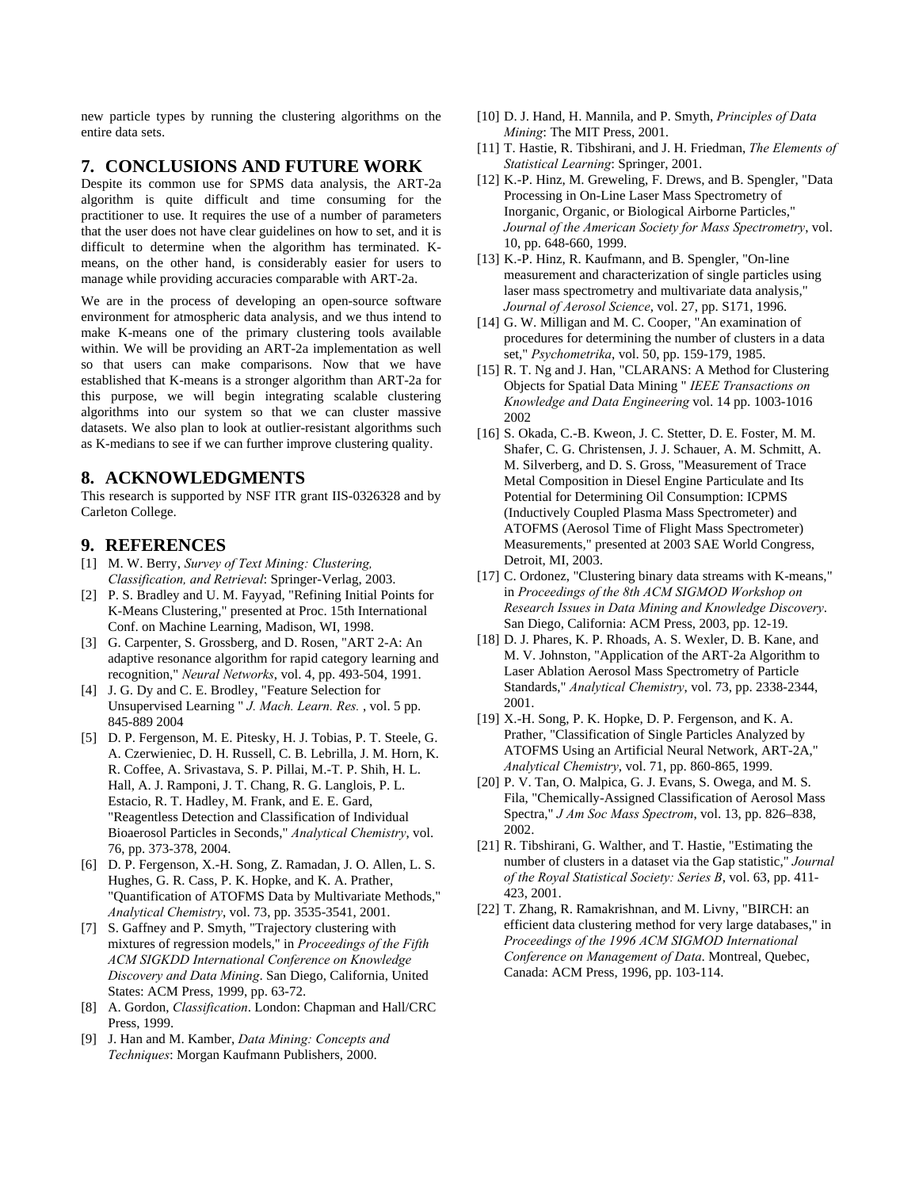new particle types by running the clustering algorithms on the entire data sets.

## 7. CONCLUSIONS AND FUTURE WORK

Despite its common use for SPMS data analysis, the ART-2a algorithm is quite difficult and time consuming for the practitioner to use. It requires the use of a number of parameters that the user does not have clear guidelines on how to set, and it is difficult to determine when the algorithm has terminated. K-means, on the other hand, is considerably easier for users to manage while providing accuracies comparable with ART-2a.

We are in the process of developing an open-source software environment for atmospheric data analysis, and we thus intend to make K-means one of the primary clustering tools available within. We will be providing an ART-2a implementation as well so that users can make comparisons. Now that we have established that K-means is a stronger algorithm than ART-2a for this purpose, we will begin integrating scalable clustering algorithms into our system so that we can cluster massive datasets. We also plan to look at outlier-resistant algorithms such as K-medians to see if we can further improve clustering quality.

## 8. ACKNOWLEDGMENTS

This research is supported by NSF ITR grant IIS-0326328 and by Carleton College.

## 9. REFERENCES

[1] M. W. Berry, *Survey of Text Mining: Clustering, Classification, and Retrieval*: Springer-Verlag, 2003.

[2] P. S. Bradley and U. M. Fayyad, "Refining Initial Points for K-Means Clustering," presented at Proc. 15th International Conf. on Machine Learning, Madison, WI, 1998.

[3] G. Carpenter, S. Grossberg, and D. Rosen, "ART 2-A: An adaptive resonance algorithm for rapid category learning and recognition," *Neural Networks*, vol. 4, pp. 493-504, 1991.

[4] J. G. Dy and C. E. Brodley, "Feature Selection for Unsupervised Learning " *J. Mach. Learn. Res.* , vol. 5 pp. 845-889 2004

[5] D. P. Fergenson, M. E. Pitesky, H. J. Tobias, P. T. Steele, G. A. Czerwieniec, D. H. Russell, C. B. Lebrilla, J. M. Horn, K. R. Coffee, A. Srivastava, S. P. Pillai, M.-T. P. Shih, H. L. Hall, A. J. Ramponi, J. T. Chang, R. G. Langlois, P. L. Estacio, R. T. Hadley, M. Frank, and E. E. Gard, "Reagentless Detection and Classification of Individual Bioaerosol Particles in Seconds," *Analytical Chemistry*, vol. 76, pp. 373-378, 2004.

[6] D. P. Fergenson, X.-H. Song, Z. Ramadan, J. O. Allen, L. S. Hughes, G. R. Cass, P. K. Hopke, and K. A. Prather, "Quantification of ATOFMS Data by Multivariate Methods," *Analytical Chemistry*, vol. 73, pp. 3535-3541, 2001.

[7] S. Gaffney and P. Smyth, "Trajectory clustering with mixtures of regression models," in *Proceedings of the Fifth ACM SIGKDD International Conference on Knowledge Discovery and Data Mining*. San Diego, California, United States: ACM Press, 1999, pp. 63-72.

[8] A. Gordon, *Classification*. London: Chapman and Hall/CRC Press, 1999.

[9] J. Han and M. Kamber, *Data Mining: Concepts and Techniques*: Morgan Kaufmann Publishers, 2000.

[10] D. J. Hand, H. Mannila, and P. Smyth, *Principles of Data Mining*: The MIT Press, 2001.

[11] T. Hastie, R. Tibshirani, and J. H. Friedman, *The Elements of Statistical Learning*: Springer, 2001.

[12] K.-P. Hinz, M. Greweling, F. Drews, and B. Spengler, "Data Processing in On-Line Laser Mass Spectrometry of Inorganic, Organic, or Biological Airborne Particles," *Journal of the American Society for Mass Spectrometry*, vol. 10, pp. 648-660, 1999.

[13] K.-P. Hinz, R. Kaufmann, and B. Spengler, "On-line measurement and characterization of single particles using laser mass spectrometry and multivariate data analysis," *Journal of Aerosol Science*, vol. 27, pp. S171, 1996.

[14] G. W. Milligan and M. C. Cooper, "An examination of procedures for determining the number of clusters in a data set," *Psychometrika*, vol. 50, pp. 159-179, 1985.

[15] R. T. Ng and J. Han, "CLARANS: A Method for Clustering Objects for Spatial Data Mining " *IEEE Transactions on Knowledge and Data Engineering* vol. 14 pp. 1003-1016 2002

[16] S. Okada, C.-B. Kweon, J. C. Stetter, D. E. Foster, M. M. Shafer, C. G. Christensen, J. J. Schauer, A. M. Schmitt, A. M. Silverberg, and D. S. Gross, "Measurement of Trace Metal Composition in Diesel Engine Particulate and Its Potential for Determining Oil Consumption: ICPMS (Inductively Coupled Plasma Mass Spectrometer) and ATOFMS (Aerosol Time of Flight Mass Spectrometer) Measurements," presented at 2003 SAE World Congress, Detroit, MI, 2003.

[17] C. Ordonez, "Clustering binary data streams with K-means," in *Proceedings of the 8th ACM SIGMOD Workshop on Research Issues in Data Mining and Knowledge Discovery*. San Diego, California: ACM Press, 2003, pp. 12-19.

[18] D. J. Phares, K. P. Rhoads, A. S. Wexler, D. B. Kane, and M. V. Johnston, "Application of the ART-2a Algorithm to Laser Ablation Aerosol Mass Spectrometry of Particle Standards," *Analytical Chemistry*, vol. 73, pp. 2338-2344, 2001.

[19] X.-H. Song, P. K. Hopke, D. P. Fergenson, and K. A. Prather, "Classification of Single Particles Analyzed by ATOFMS Using an Artificial Neural Network, ART-2A," *Analytical Chemistry*, vol. 71, pp. 860-865, 1999.

[20] P. V. Tan, O. Malpica, G. J. Evans, S. Owega, and M. S. Fila, "Chemically-Assigned Classification of Aerosol Mass Spectra," *J Am Soc Mass Spectrom*, vol. 13, pp. 826–838, 2002.

[21] R. Tibshirani, G. Walther, and T. Hastie, "Estimating the number of clusters in a dataset via the Gap statistic," *Journal of the Royal Statistical Society: Series B*, vol. 63, pp. 411-423, 2001.

[22] T. Zhang, R. Ramakrishnan, and M. Livny, "BIRCH: an efficient data clustering method for very large databases," in *Proceedings of the 1996 ACM SIGMOD International Conference on Management of Data*. Montreal, Quebec, Canada: ACM Press, 1996, pp. 103-114.